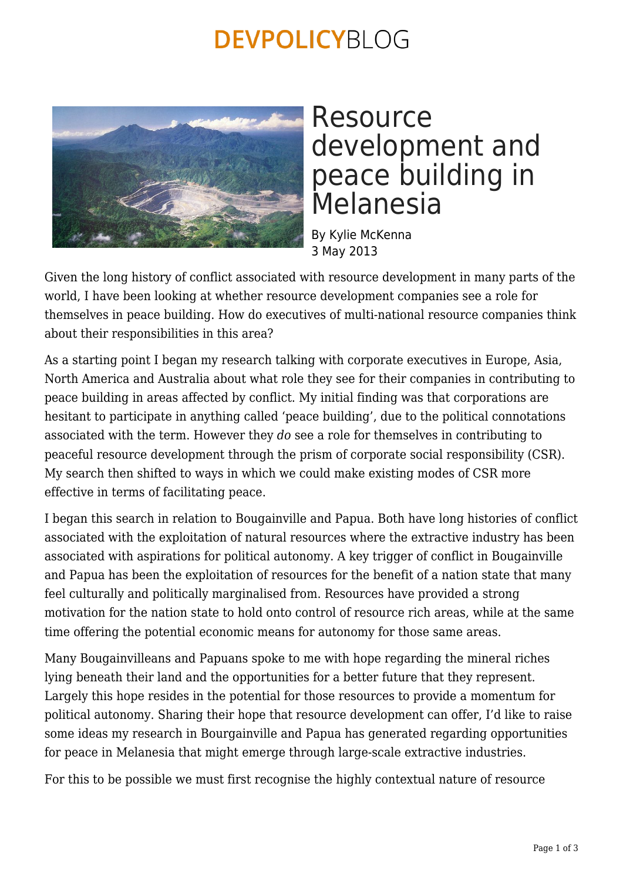# Resource development and peace building in Melanesia

By Kylie McKenna
3 May 2013

Given the long history of conflict associated with resource development in many parts of the world, I have been looking at whether resource development companies see a role for themselves in peace building. How do executives of multi-national resource companies think about their responsibilities in this area?

As a starting point I began my research talking with corporate executives in Europe, Asia, North America and Australia about what role they see for their companies in contributing to peace building in areas affected by conflict. My initial finding was that corporations are hesitant to participate in anything called 'peace building', due to the political connotations associated with the term. However they *do* see a role for themselves in contributing to peaceful resource development through the prism of corporate social responsibility (CSR). My search then shifted to ways in which we could make existing modes of CSR more effective in terms of facilitating peace.

I began this search in relation to Bougainville and Papua. Both have long histories of conflict associated with the exploitation of natural resources where the extractive industry has been associated with aspirations for political autonomy. A key trigger of conflict in Bougainville and Papua has been the exploitation of resources for the benefit of a nation state that many feel culturally and politically marginalised from. Resources have provided a strong motivation for the nation state to hold onto control of resource rich areas, while at the same time offering the potential economic means for autonomy for those same areas.

Many Bougainvilleans and Papuans spoke to me with hope regarding the mineral riches lying beneath their land and the opportunities for a better future that they represent. Largely this hope resides in the potential for those resources to provide a momentum for political autonomy. Sharing their hope that resource development can offer, I'd like to raise some ideas my research in Bourgainville and Papua has generated regarding opportunities for peace in Melanesia that might emerge through large-scale extractive industries.

For this to be possible we must first recognise the highly contextual nature of resource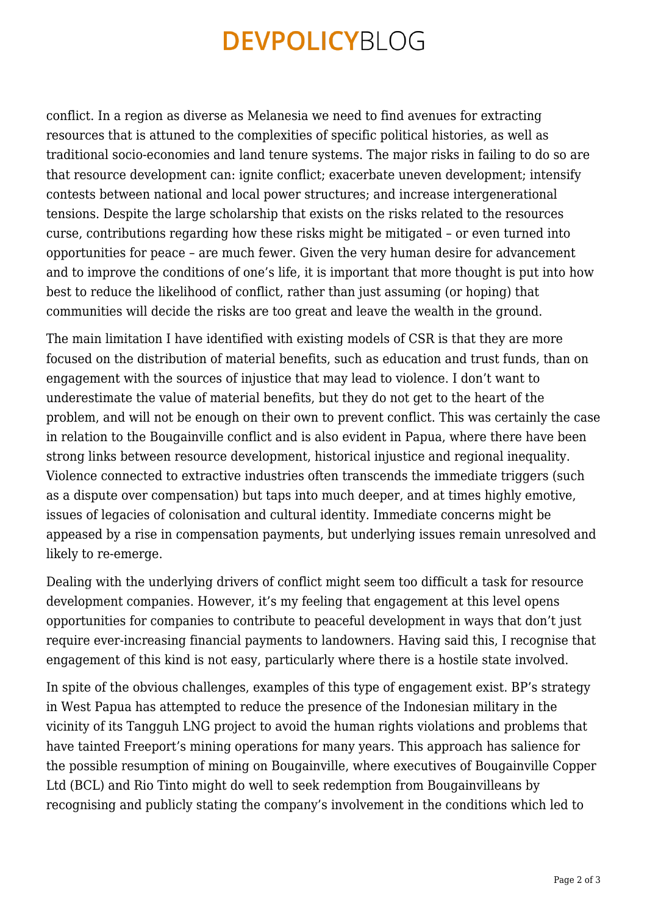conflict. In a region as diverse as Melanesia we need to find avenues for extracting resources that is attuned to the complexities of specific political histories, as well as traditional socio-economies and land tenure systems. The major risks in failing to do so are that resource development can: ignite conflict; exacerbate uneven development; intensify contests between national and local power structures; and increase intergenerational tensions. Despite the large scholarship that exists on the risks related to the resources curse, contributions regarding how these risks might be mitigated – or even turned into opportunities for peace – are much fewer. Given the very human desire for advancement and to improve the conditions of one's life, it is important that more thought is put into how best to reduce the likelihood of conflict, rather than just assuming (or hoping) that communities will decide the risks are too great and leave the wealth in the ground.

The main limitation I have identified with existing models of CSR is that they are more focused on the distribution of material benefits, such as education and trust funds, than on engagement with the sources of injustice that may lead to violence. I don't want to underestimate the value of material benefits, but they do not get to the heart of the problem, and will not be enough on their own to prevent conflict. This was certainly the case in relation to the Bougainville conflict and is also evident in Papua, where there have been strong links between resource development, historical injustice and regional inequality. Violence connected to extractive industries often transcends the immediate triggers (such as a dispute over compensation) but taps into much deeper, and at times highly emotive, issues of legacies of colonisation and cultural identity. Immediate concerns might be appeased by a rise in compensation payments, but underlying issues remain unresolved and likely to re-emerge.

Dealing with the underlying drivers of conflict might seem too difficult a task for resource development companies. However, it's my feeling that engagement at this level opens opportunities for companies to contribute to peaceful development in ways that don't just require ever-increasing financial payments to landowners. Having said this, I recognise that engagement of this kind is not easy, particularly where there is a hostile state involved.

In spite of the obvious challenges, examples of this type of engagement exist. BP's strategy in West Papua has attempted to reduce the presence of the Indonesian military in the vicinity of its Tangguh LNG project to avoid the human rights violations and problems that have tainted Freeport's mining operations for many years. This approach has salience for the possible resumption of mining on Bougainville, where executives of Bougainville Copper Ltd (BCL) and Rio Tinto might do well to seek redemption from Bougainvilleans by recognising and publicly stating the company's involvement in the conditions which led to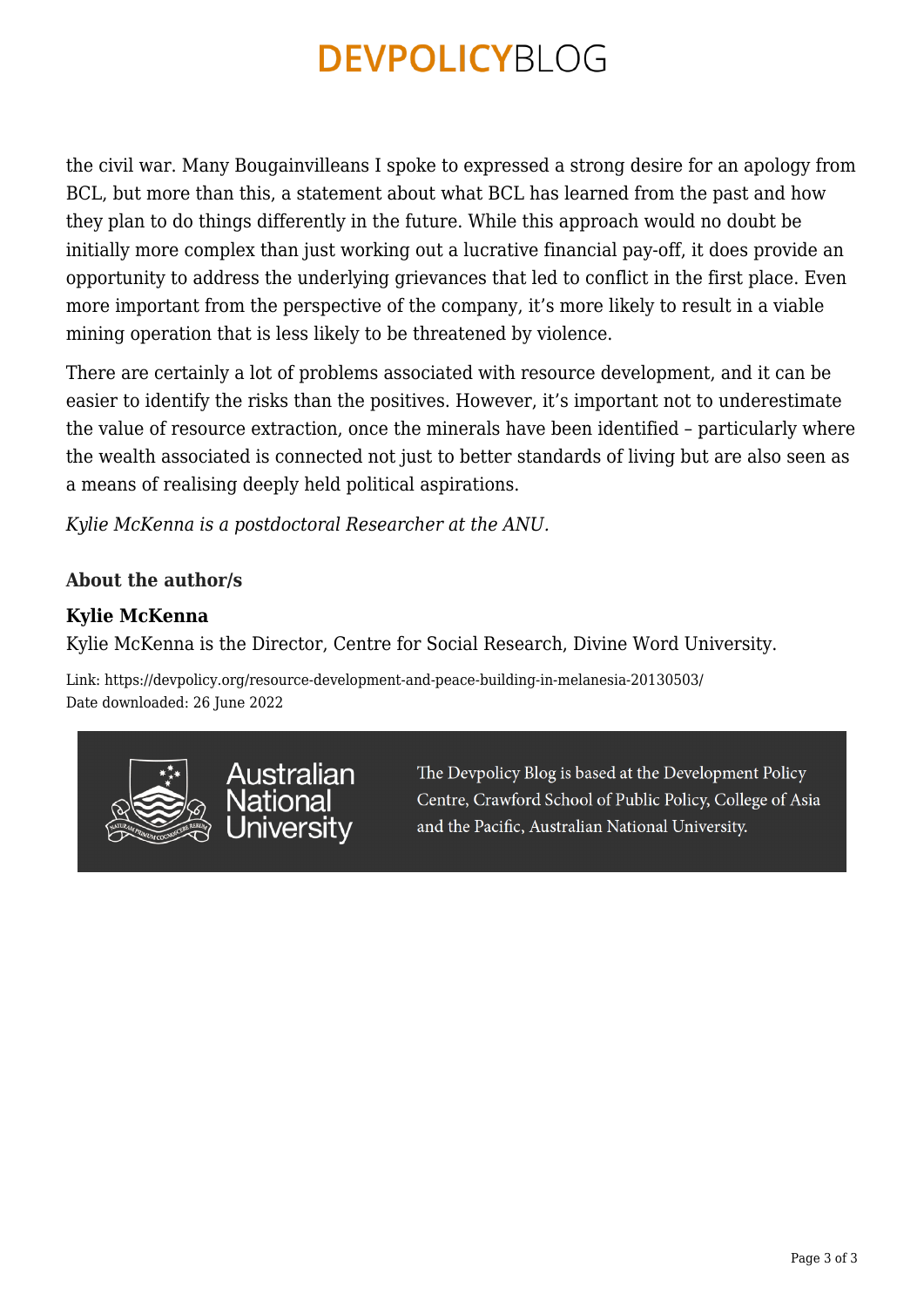the civil war. Many Bougainvilleans I spoke to expressed a strong desire for an apology from BCL, but more than this, a statement about what BCL has learned from the past and how they plan to do things differently in the future. While this approach would no doubt be initially more complex than just working out a lucrative financial pay-off, it does provide an opportunity to address the underlying grievances that led to conflict in the first place. Even more important from the perspective of the company, it's more likely to result in a viable mining operation that is less likely to be threatened by violence.

There are certainly a lot of problems associated with resource development, and it can be easier to identify the risks than the positives. However, it's important not to underestimate the value of resource extraction, once the minerals have been identified – particularly where the wealth associated is connected not just to better standards of living but are also seen as a means of realising deeply held political aspirations.

*Kylie McKenna is a postdoctoral Researcher at the ANU.*

### About the author/s

**Kylie McKenna**

Kylie McKenna is the Director, Centre for Social Research, Divine Word University.

Link: https://devpolicy.org/resource-development-and-peace-building-in-melanesia-20130503/
Date downloaded: 26 June 2022

Australian National University

The Devpolicy Blog is based at the Development Policy Centre, Crawford School of Public Policy, College of Asia and the Pacific, Australian National University.